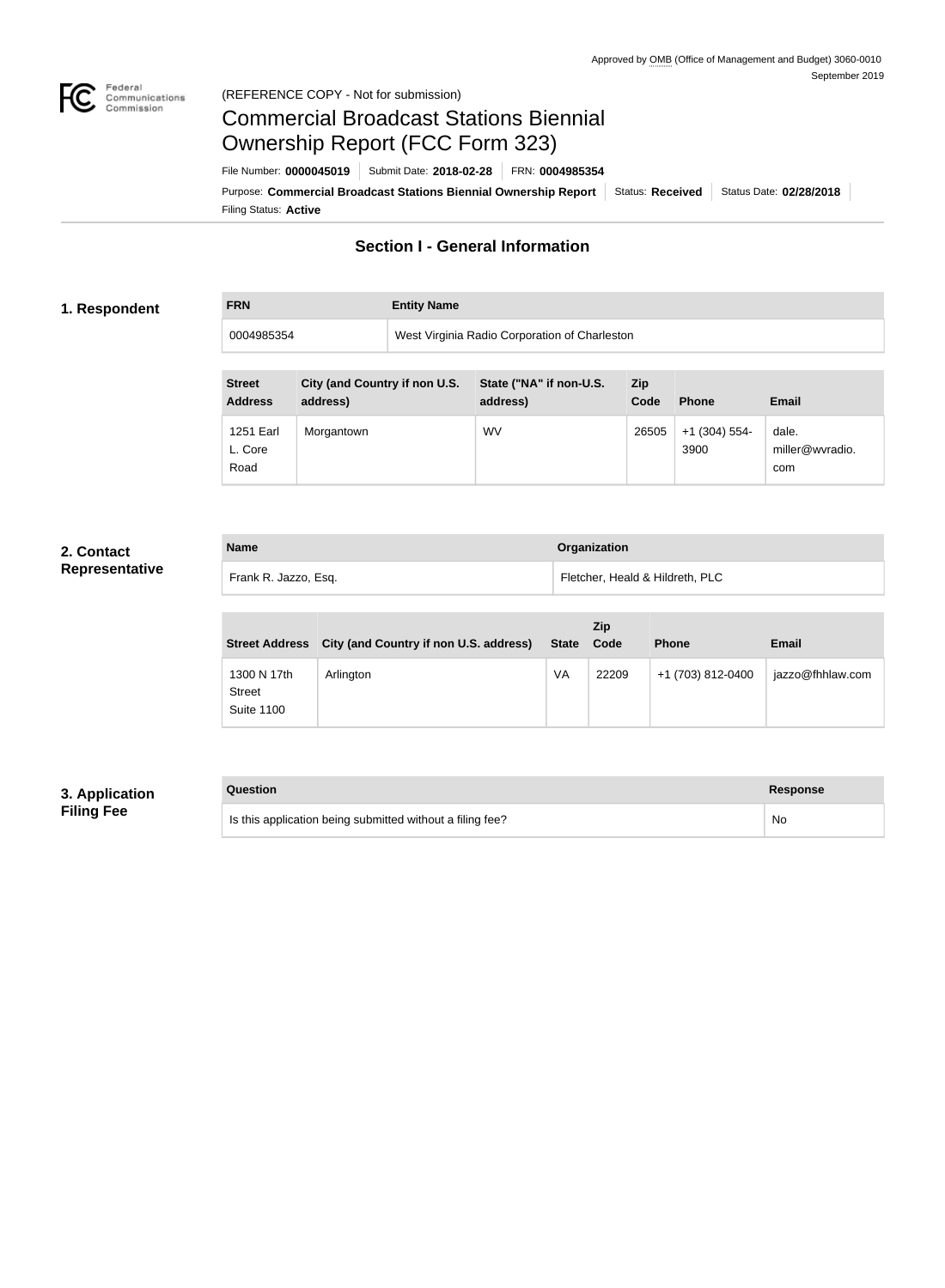Approved by OMB (Office of Management and Budget) 3060-0010
September 2019

(REFERENCE COPY - Not for submission)

# Commercial Broadcast Stations Biennial Ownership Report (FCC Form 323)

File Number: **0000045019** | Submit Date: **2018-02-28** | FRN: **0004985354**

Purpose: **Commercial Broadcast Stations Biennial Ownership Report** | Status: **Received** | Status Date: **02/28/2018**

Filing Status: **Active**

## Section I - General Information

### 1. Respondent

| FRN | Entity Name |
| --- | --- |
| 0004985354 | West Virginia Radio Corporation of Charleston |

| Street Address | City (and Country if non U.S. address) | State ("NA" if non-U.S. address) | Zip Code | Phone | Email |
| --- | --- | --- | --- | --- | --- |
| 1251 Earl L. Core Road | Morgantown | WV | 26505 | +1 (304) 554-3900 | dale.miller@wvradio.com |

### 2. Contact Representative

| Name | Organization |
| --- | --- |
| Frank R. Jazzo, Esq. | Fletcher, Heald & Hildreth, PLC |

| Street Address | City (and Country if non U.S. address) | State | Zip Code | Phone | Email |
| --- | --- | --- | --- | --- | --- |
| 1300 N 17th Street Suite 1100 | Arlington | VA | 22209 | +1 (703) 812-0400 | jazzo@fhhlaw.com |

### 3. Application Filing Fee

| Question | Response |
| --- | --- |
| Is this application being submitted without a filing fee? | No |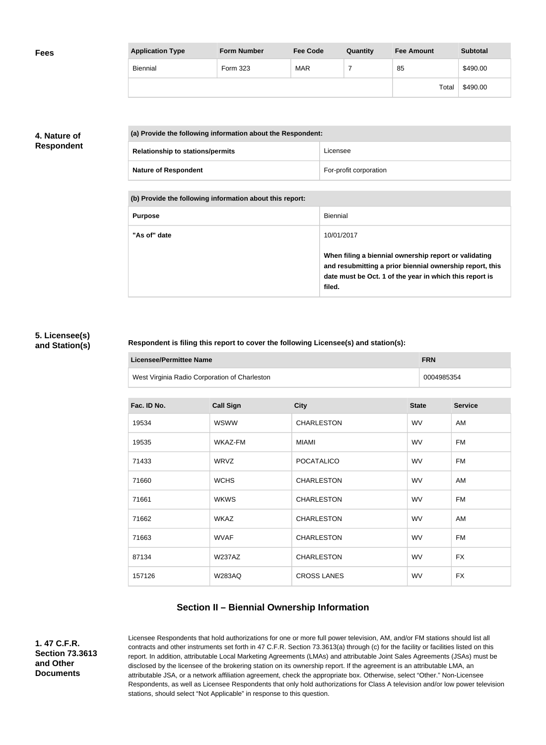**Fees**

| Application Type | Form Number | Fee Code | Quantity | Fee Amount | Subtotal |
|---|---|---|---|---|---|
| Biennial | Form 323 | MAR | 7 | 85 | $490.00 |
| | | | | Total | $490.00 |

## 4. Nature of Respondent

| (a) Provide the following information about the Respondent: | |
|---|---|
| Relationship to stations/permits | Licensee |
| Nature of Respondent | For-profit corporation |

| (b) Provide the following information about this report: | |
|---|---|
| Purpose | Biennial |
| "As of" date | 10/01/2017<br><br>**When filing a biennial ownership report or validating and resubmitting a prior biennial ownership report, this date must be Oct. 1 of the year in which this report is filed.** |

## 5. Licensee(s) and Station(s)

**Respondent is filing this report to cover the following Licensee(s) and station(s):**

| Licensee/Permittee Name | FRN |
|---|---|
| West Virginia Radio Corporation of Charleston | 0004985354 |

| Fac. ID No. | Call Sign | City | State | Service |
|---|---|---|---|---|
| 19534 | WSWW | CHARLESTON | WV | AM |
| 19535 | WKAZ-FM | MIAMI | WV | FM |
| 71433 | WRVZ | POCATALICO | WV | FM |
| 71660 | WCHS | CHARLESTON | WV | AM |
| 71661 | WKWS | CHARLESTON | WV | FM |
| 71662 | WKAZ | CHARLESTON | WV | AM |
| 71663 | WVAF | CHARLESTON | WV | FM |
| 87134 | W237AZ | CHARLESTON | WV | FX |
| 157126 | W283AQ | CROSS LANES | WV | FX |

## Section II – Biennial Ownership Information

### 1. 47 C.F.R. Section 73.3613 and Other Documents

Licensee Respondents that hold authorizations for one or more full power television, AM, and/or FM stations should list all contracts and other instruments set forth in 47 C.F.R. Section 73.3613(a) through (c) for the facility or facilities listed on this report. In addition, attributable Local Marketing Agreements (LMAs) and attributable Joint Sales Agreements (JSAs) must be disclosed by the licensee of the brokering station on its ownership report. If the agreement is an attributable LMA, an attributable JSA, or a network affiliation agreement, check the appropriate box. Otherwise, select "Other." Non-Licensee Respondents, as well as Licensee Respondents that only hold authorizations for Class A television and/or low power television stations, should select "Not Applicable" in response to this question.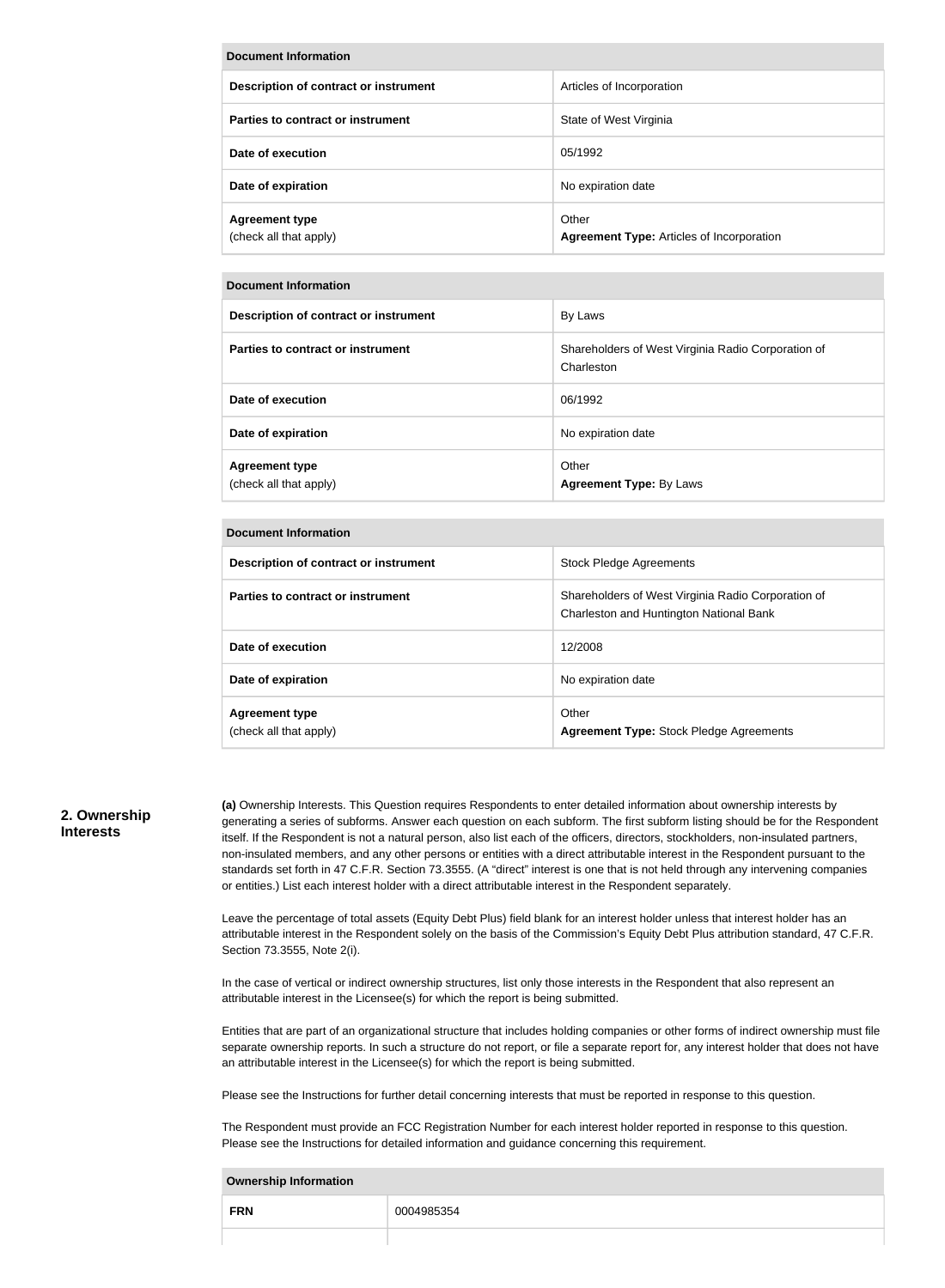| Document Information | |
|---|---|
| **Description of contract or instrument** | Articles of Incorporation |
| **Parties to contract or instrument** | State of West Virginia |
| **Date of execution** | 05/1992 |
| **Date of expiration** | No expiration date |
| **Agreement type** (check all that apply) | Other **Agreement Type:** Articles of Incorporation |

| Document Information | |
|---|---|
| **Description of contract or instrument** | By Laws |
| **Parties to contract or instrument** | Shareholders of West Virginia Radio Corporation of Charleston |
| **Date of execution** | 06/1992 |
| **Date of expiration** | No expiration date |
| **Agreement type** (check all that apply) | Other **Agreement Type:** By Laws |

| Document Information | |
|---|---|
| **Description of contract or instrument** | Stock Pledge Agreements |
| **Parties to contract or instrument** | Shareholders of West Virginia Radio Corporation of Charleston and Huntington National Bank |
| **Date of execution** | 12/2008 |
| **Date of expiration** | No expiration date |
| **Agreement type** (check all that apply) | Other **Agreement Type:** Stock Pledge Agreements |

## 2. Ownership Interests

**(a)** Ownership Interests. This Question requires Respondents to enter detailed information about ownership interests by generating a series of subforms. Answer each question on each subform. The first subform listing should be for the Respondent itself. If the Respondent is not a natural person, also list each of the officers, directors, stockholders, non-insulated partners, non-insulated members, and any other persons or entities with a direct attributable interest in the Respondent pursuant to the standards set forth in 47 C.F.R. Section 73.3555. (A "direct" interest is one that is not held through any intervening companies or entities.) List each interest holder with a direct attributable interest in the Respondent separately.

Leave the percentage of total assets (Equity Debt Plus) field blank for an interest holder unless that interest holder has an attributable interest in the Respondent solely on the basis of the Commission's Equity Debt Plus attribution standard, 47 C.F.R. Section 73.3555, Note 2(i).

In the case of vertical or indirect ownership structures, list only those interests in the Respondent that also represent an attributable interest in the Licensee(s) for which the report is being submitted.

Entities that are part of an organizational structure that includes holding companies or other forms of indirect ownership must file separate ownership reports. In such a structure do not report, or file a separate report for, any interest holder that does not have an attributable interest in the Licensee(s) for which the report is being submitted.

Please see the Instructions for further detail concerning interests that must be reported in response to this question.

The Respondent must provide an FCC Registration Number for each interest holder reported in response to this question. Please see the Instructions for detailed information and guidance concerning this requirement.

| Ownership Information | |
|---|---|
| **FRN** | 0004985354 |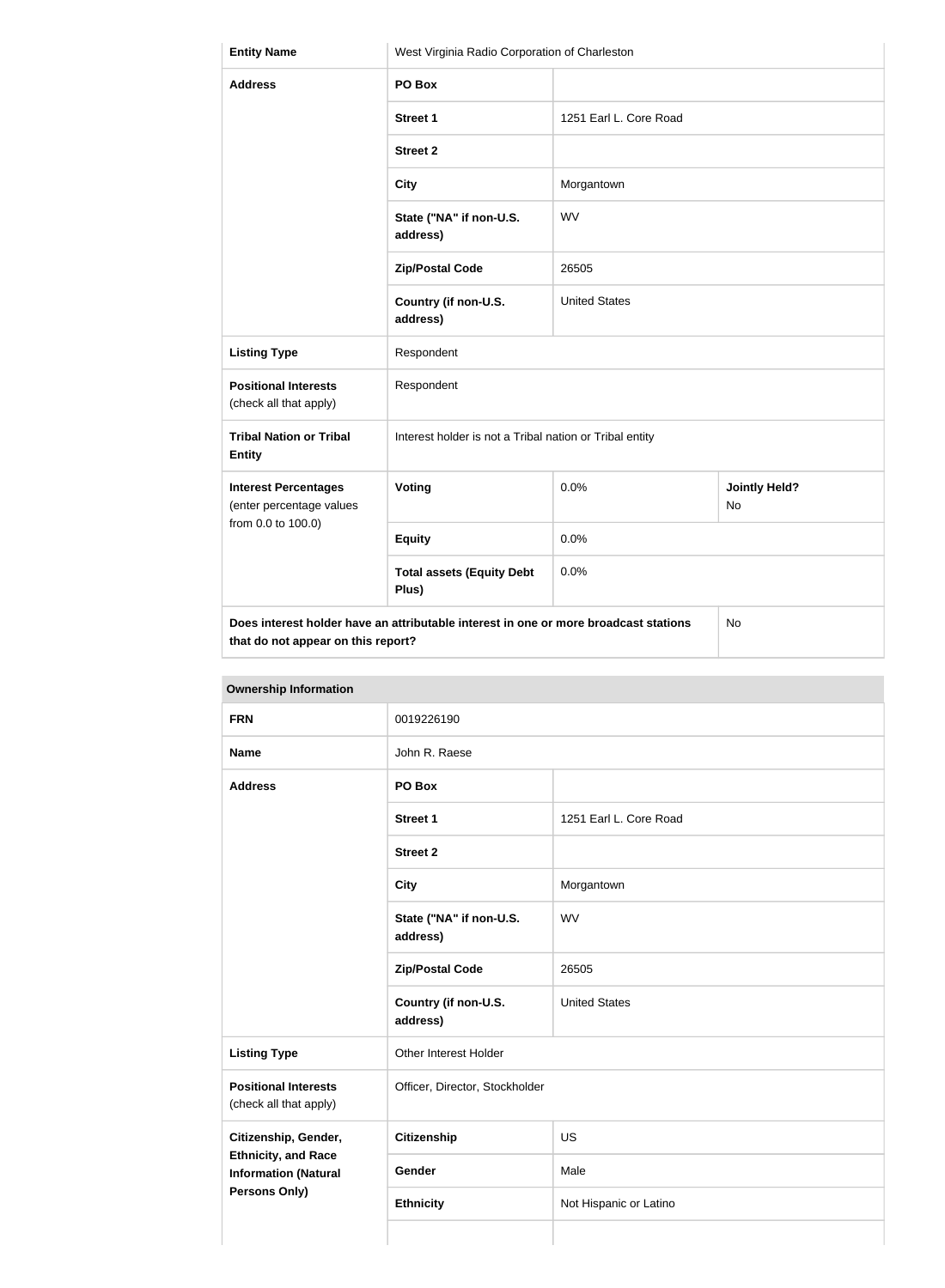| Entity Name | West Virginia Radio Corporation of Charleston | | |
|---|---|---|---|
| Address | PO Box | | |
| | Street 1 | 1251 Earl L. Core Road | |
| | Street 2 | | |
| | City | Morgantown | |
| | State ("NA" if non-U.S. address) | WV | |
| | Zip/Postal Code | 26505 | |
| | Country (if non-U.S. address) | United States | |
| Listing Type | Respondent | | |
| Positional Interests (check all that apply) | Respondent | | |
| Tribal Nation or Tribal Entity | Interest holder is not a Tribal nation or Tribal entity | | |
| Interest Percentages (enter percentage values from 0.0 to 100.0) | Voting | 0.0% | Jointly Held? No |
| | Equity | 0.0% | |
| | Total assets (Equity Debt Plus) | 0.0% | |
| Does interest holder have an attributable interest in one or more broadcast stations that do not appear on this report? | | | No |

**Ownership Information**

| FRN | 0019226190 | |
|---|---|---|
| Name | John R. Raese | |
| Address | PO Box | |
| | Street 1 | 1251 Earl L. Core Road |
| | Street 2 | |
| | City | Morgantown |
| | State ("NA" if non-U.S. address) | WV |
| | Zip/Postal Code | 26505 |
| | Country (if non-U.S. address) | United States |
| Listing Type | Other Interest Holder | |
| Positional Interests (check all that apply) | Officer, Director, Stockholder | |
| Citizenship, Gender, Ethnicity, and Race Information (Natural Persons Only) | Citizenship | US |
| | Gender | Male |
| | Ethnicity | Not Hispanic or Latino |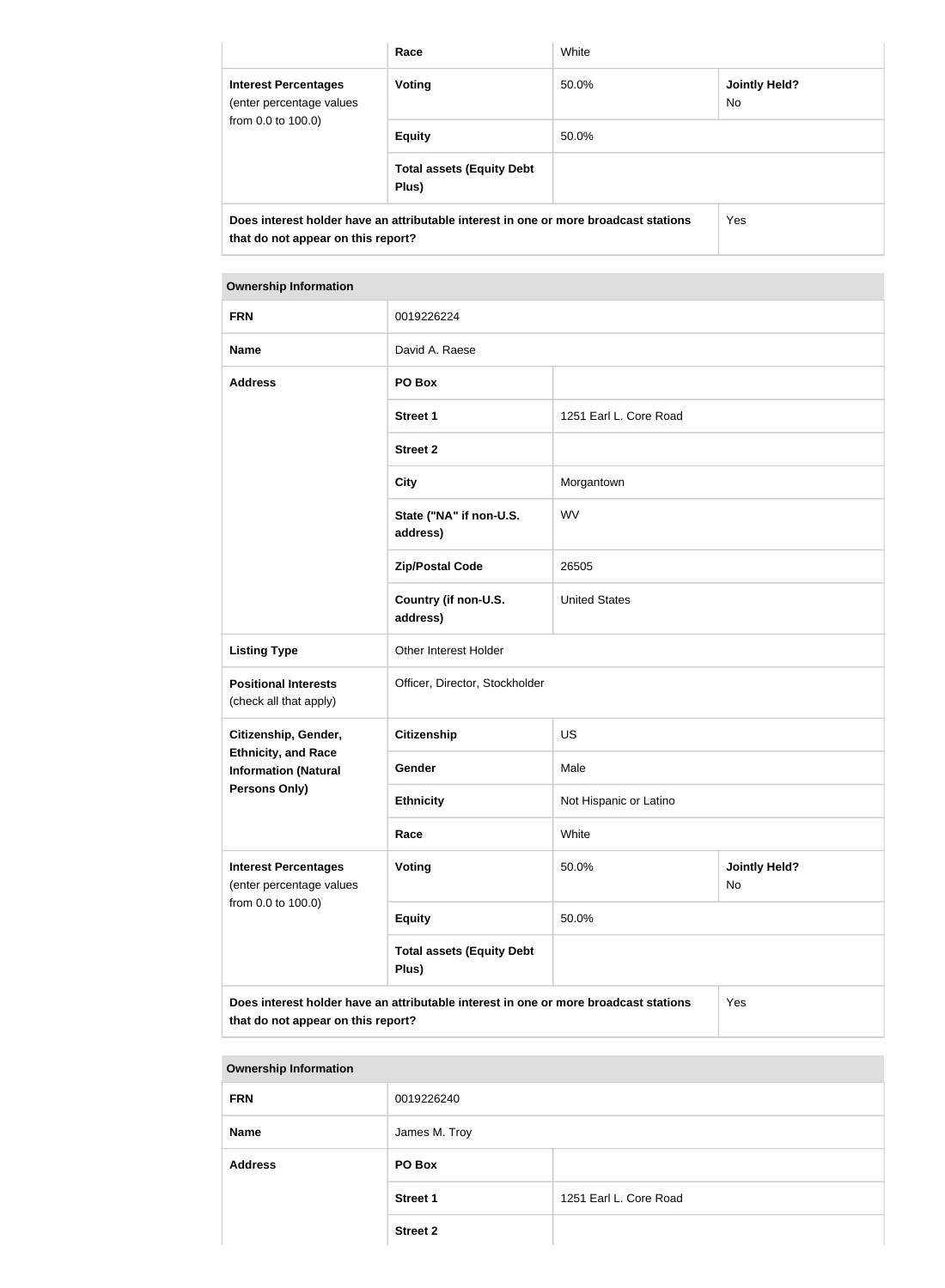| | Race | White | |
|---|---|---|---|
| **Interest Percentages** (enter percentage values from 0.0 to 100.0) | **Voting** | 50.0% | **Jointly Held?** No |
| | **Equity** | 50.0% | |
| | **Total assets (Equity Debt Plus)** | | |
| **Does interest holder have an attributable interest in one or more broadcast stations that do not appear on this report?** | | | Yes |

| **Ownership Information** | | | |
|---|---|---|---|
| **FRN** | 0019226224 | | |
| **Name** | David A. Raese | | |
| **Address** | **PO Box** | | |
| | **Street 1** | 1251 Earl L. Core Road | |
| | **Street 2** | | |
| | **City** | Morgantown | |
| | **State ("NA" if non-U.S. address)** | WV | |
| | **Zip/Postal Code** | 26505 | |
| | **Country (if non-U.S. address)** | United States | |
| **Listing Type** | Other Interest Holder | | |
| **Positional Interests** (check all that apply) | Officer, Director, Stockholder | | |
| **Citizenship, Gender, Ethnicity, and Race Information (Natural Persons Only)** | **Citizenship** | US | |
| | **Gender** | Male | |
| | **Ethnicity** | Not Hispanic or Latino | |
| | **Race** | White | |
| **Interest Percentages** (enter percentage values from 0.0 to 100.0) | **Voting** | 50.0% | **Jointly Held?** No |
| | **Equity** | 50.0% | |
| | **Total assets (Equity Debt Plus)** | | |
| **Does interest holder have an attributable interest in one or more broadcast stations that do not appear on this report?** | | | Yes |

| **Ownership Information** | | |
|---|---|---|
| **FRN** | 0019226240 | |
| **Name** | James M. Troy | |
| **Address** | **PO Box** | |
| | **Street 1** | 1251 Earl L. Core Road |
| | **Street 2** | |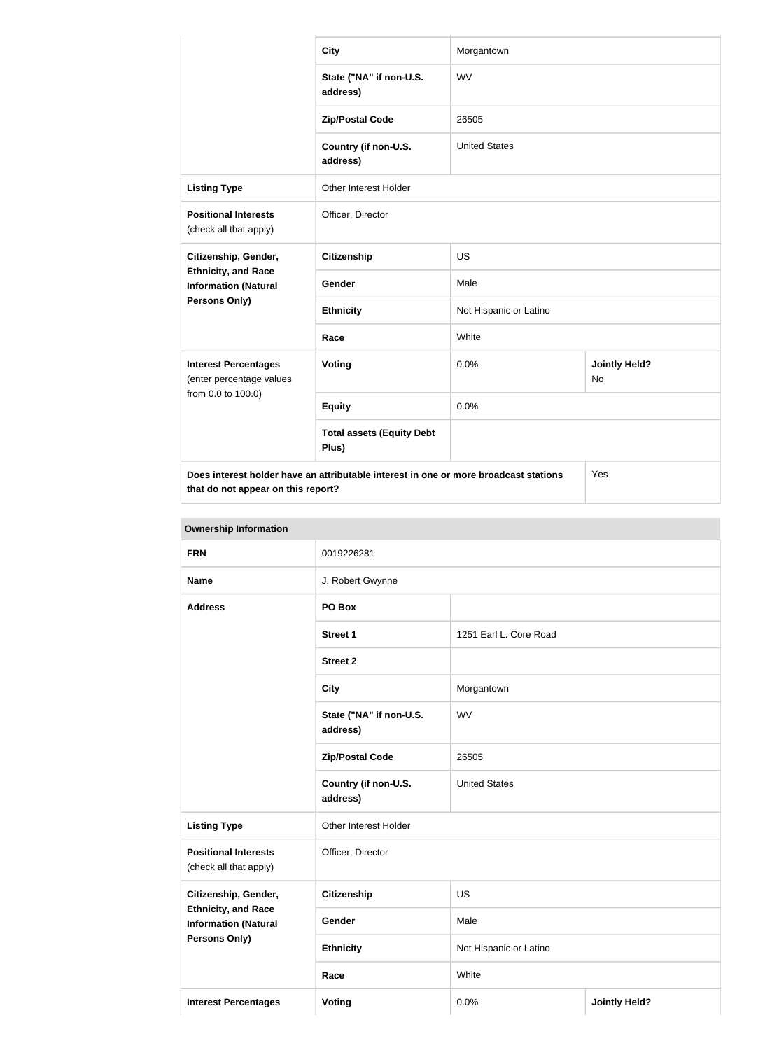| | | | |
|---|---|---|---|
| | City | Morgantown | |
| | State ("NA" if non-U.S. address) | WV | |
| | Zip/Postal Code | 26505 | |
| | Country (if non-U.S. address) | United States | |
| **Listing Type** | Other Interest Holder | | |
| **Positional Interests** (check all that apply) | Officer, Director | | |
| **Citizenship, Gender, Ethnicity, and Race Information (Natural Persons Only)** | Citizenship | US | |
| | Gender | Male | |
| | Ethnicity | Not Hispanic or Latino | |
| | Race | White | |
| **Interest Percentages** (enter percentage values from 0.0 to 100.0) | Voting | 0.0% | **Jointly Held?** No |
| | Equity | 0.0% | |
| | Total assets (Equity Debt Plus) | | |
| **Does interest holder have an attributable interest in one or more broadcast stations that do not appear on this report?** | | | Yes |

| **Ownership Information** | | | |
|---|---|---|---|
| **FRN** | 0019226281 | | |
| **Name** | J. Robert Gwynne | | |
| **Address** | PO Box | | |
| | Street 1 | 1251 Earl L. Core Road | |
| | Street 2 | | |
| | City | Morgantown | |
| | State ("NA" if non-U.S. address) | WV | |
| | Zip/Postal Code | 26505 | |
| | Country (if non-U.S. address) | United States | |
| **Listing Type** | Other Interest Holder | | |
| **Positional Interests** (check all that apply) | Officer, Director | | |
| **Citizenship, Gender, Ethnicity, and Race Information (Natural Persons Only)** | Citizenship | US | |
| | Gender | Male | |
| | Ethnicity | Not Hispanic or Latino | |
| | Race | White | |
| **Interest Percentages** | Voting | 0.0% | **Jointly Held?** |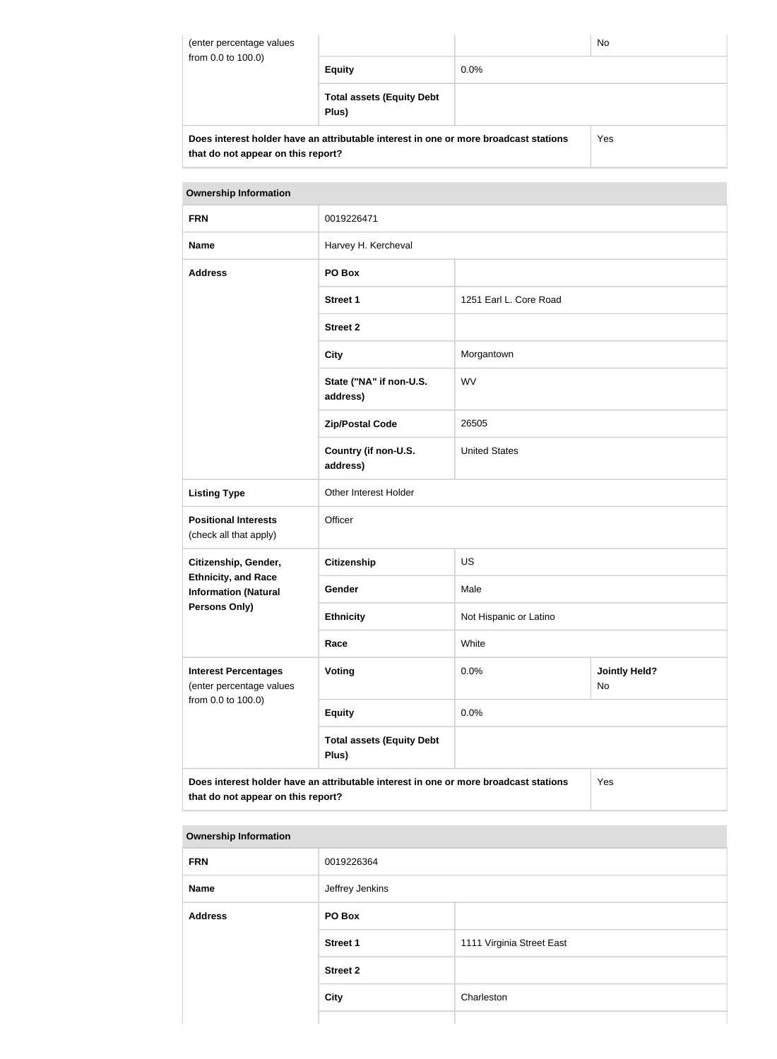| (enter percentage values from 0.0 to 100.0) | | | No |
|---|---|---|---|
| | **Equity** | 0.0% | |
| | **Total assets (Equity Debt Plus)** | | |
| **Does interest holder have an attributable interest in one or more broadcast stations that do not appear on this report?** | | | Yes |

| **Ownership Information** | | | |
|---|---|---|---|
| **FRN** | 0019226471 | | |
| **Name** | Harvey H. Kercheval | | |
| **Address** | **PO Box** | | |
| | **Street 1** | 1251 Earl L. Core Road | |
| | **Street 2** | | |
| | **City** | Morgantown | |
| | **State ("NA" if non-U.S. address)** | WV | |
| | **Zip/Postal Code** | 26505 | |
| | **Country (if non-U.S. address)** | United States | |
| **Listing Type** | Other Interest Holder | | |
| **Positional Interests** (check all that apply) | Officer | | |
| **Citizenship, Gender, Ethnicity, and Race Information (Natural Persons Only)** | **Citizenship** | US | |
| | **Gender** | Male | |
| | **Ethnicity** | Not Hispanic or Latino | |
| | **Race** | White | |
| **Interest Percentages** (enter percentage values from 0.0 to 100.0) | **Voting** | 0.0% | **Jointly Held?** No |
| | **Equity** | 0.0% | |
| | **Total assets (Equity Debt Plus)** | | |
| **Does interest holder have an attributable interest in one or more broadcast stations that do not appear on this report?** | | | Yes |

| **Ownership Information** | | |
|---|---|---|
| **FRN** | 0019226364 | |
| **Name** | Jeffrey Jenkins | |
| **Address** | **PO Box** | |
| | **Street 1** | 1111 Virginia Street East |
| | **Street 2** | |
| | **City** | Charleston |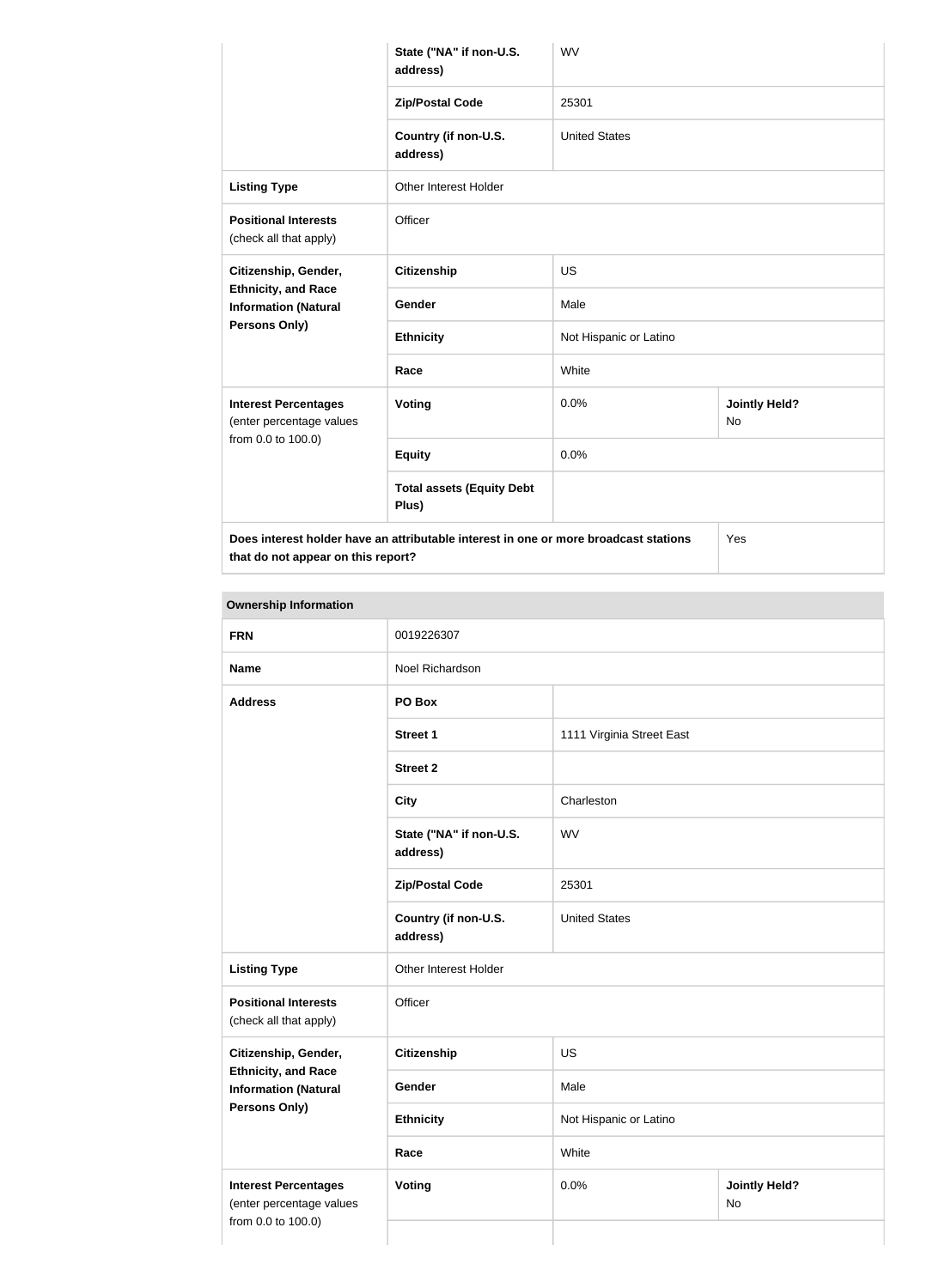| | | | |
|---|---|---|---|
| | **State ("NA" if non-U.S. address)** | WV | |
| | **Zip/Postal Code** | 25301 | |
| | **Country (if non-U.S. address)** | United States | |
| **Listing Type** | Other Interest Holder | | |
| **Positional Interests** (check all that apply) | Officer | | |
| **Citizenship, Gender, Ethnicity, and Race Information (Natural Persons Only)** | **Citizenship** | US | |
| | **Gender** | Male | |
| | **Ethnicity** | Not Hispanic or Latino | |
| | **Race** | White | |
| **Interest Percentages** (enter percentage values from 0.0 to 100.0) | **Voting** | 0.0% | **Jointly Held?** No |
| | **Equity** | 0.0% | |
| | **Total assets (Equity Debt Plus)** | | |
| **Does interest holder have an attributable interest in one or more broadcast stations that do not appear on this report?** | | | Yes |

| **Ownership Information** | | | |
|---|---|---|---|
| **FRN** | 0019226307 | | |
| **Name** | Noel Richardson | | |
| **Address** | **PO Box** | | |
| | **Street 1** | 1111 Virginia Street East | |
| | **Street 2** | | |
| | **City** | Charleston | |
| | **State ("NA" if non-U.S. address)** | WV | |
| | **Zip/Postal Code** | 25301 | |
| | **Country (if non-U.S. address)** | United States | |
| **Listing Type** | Other Interest Holder | | |
| **Positional Interests** (check all that apply) | Officer | | |
| **Citizenship, Gender, Ethnicity, and Race Information (Natural Persons Only)** | **Citizenship** | US | |
| | **Gender** | Male | |
| | **Ethnicity** | Not Hispanic or Latino | |
| | **Race** | White | |
| **Interest Percentages** (enter percentage values from 0.0 to 100.0) | **Voting** | 0.0% | **Jointly Held?** No |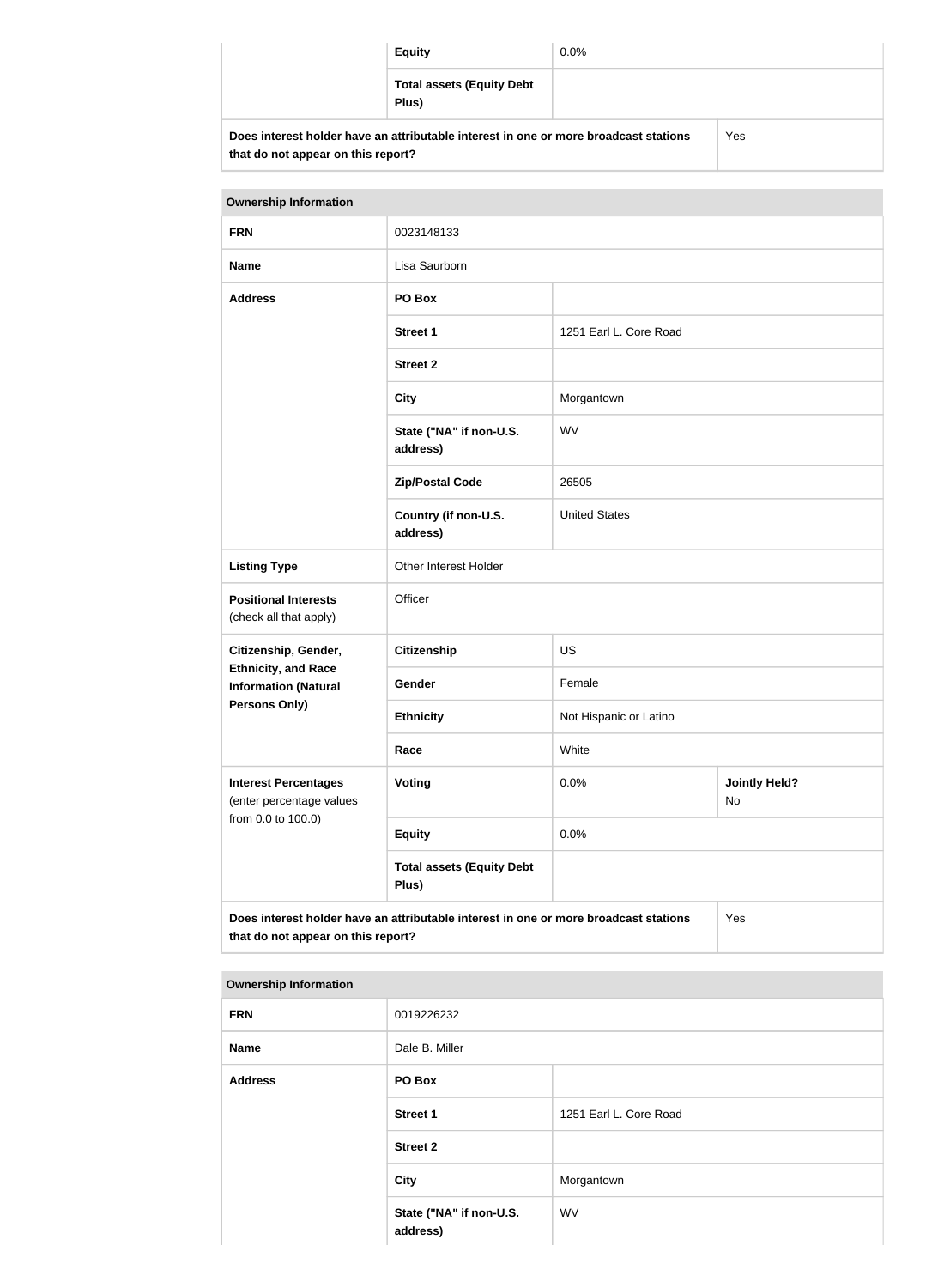| | Equity | 0.0% | |
|---|---|---|---|
| | Total assets (Equity Debt Plus) | | |
| Does interest holder have an attributable interest in one or more broadcast stations that do not appear on this report? | | | Yes |

| Ownership Information | | | |
|---|---|---|---|
| FRN | 0023148133 | | |
| Name | Lisa Saurborn | | |
| Address | PO Box | | |
| | Street 1 | 1251 Earl L. Core Road | |
| | Street 2 | | |
| | City | Morgantown | |
| | State ("NA" if non-U.S. address) | WV | |
| | Zip/Postal Code | 26505 | |
| | Country (if non-U.S. address) | United States | |
| Listing Type | Other Interest Holder | | |
| Positional Interests (check all that apply) | Officer | | |
| Citizenship, Gender, Ethnicity, and Race Information (Natural Persons Only) | Citizenship | US | |
| | Gender | Female | |
| | Ethnicity | Not Hispanic or Latino | |
| | Race | White | |
| Interest Percentages (enter percentage values from 0.0 to 100.0) | Voting | 0.0% | Jointly Held? No |
| | Equity | 0.0% | |
| | Total assets (Equity Debt Plus) | | |
| Does interest holder have an attributable interest in one or more broadcast stations that do not appear on this report? | | | Yes |

| Ownership Information | | |
|---|---|---|
| FRN | 0019226232 | |
| Name | Dale B. Miller | |
| Address | PO Box | |
| | Street 1 | 1251 Earl L. Core Road |
| | Street 2 | |
| | City | Morgantown |
| | State ("NA" if non-U.S. address) | WV |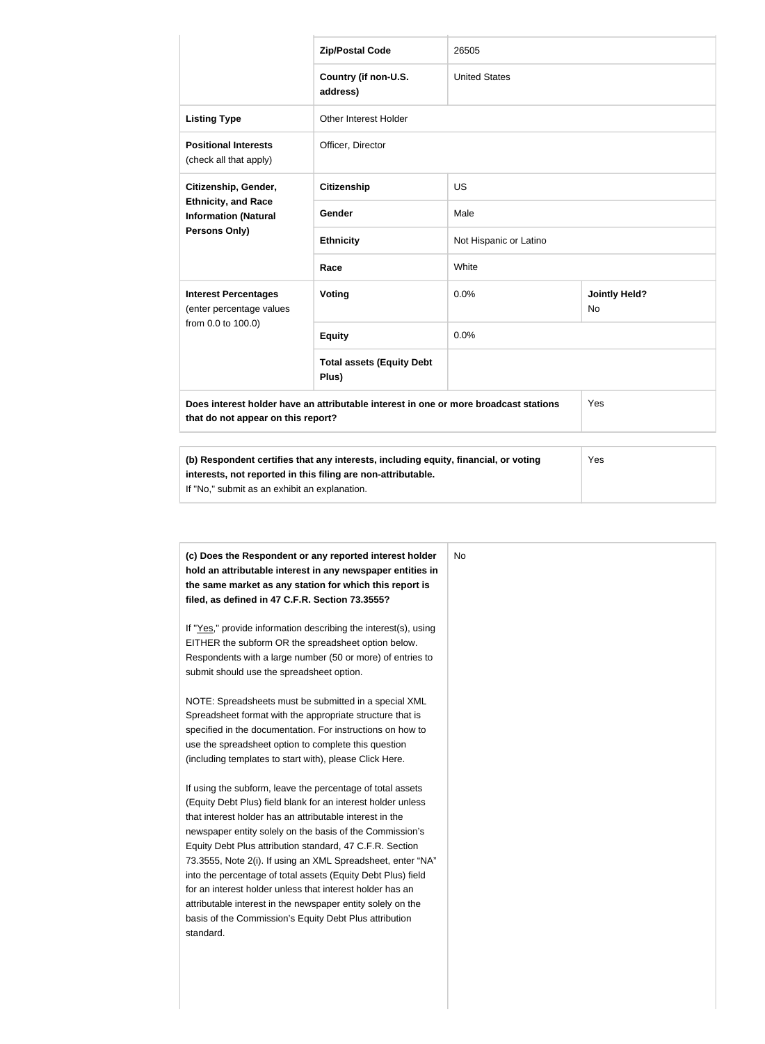| | | | |
|---|---|---|---|
| | **Zip/Postal Code** | 26505 | |
| | **Country (if non-U.S. address)** | United States | |
| **Listing Type** | Other Interest Holder | | |
| **Positional Interests** (check all that apply) | Officer, Director | | |
| **Citizenship, Gender, Ethnicity, and Race Information (Natural Persons Only)** | **Citizenship** | US | |
| | **Gender** | Male | |
| | **Ethnicity** | Not Hispanic or Latino | |
| | **Race** | White | |
| **Interest Percentages** (enter percentage values from 0.0 to 100.0) | **Voting** | 0.0% | **Jointly Held?** No |
| | **Equity** | 0.0% | |
| | **Total assets (Equity Debt Plus)** | | |
| **Does interest holder have an attributable interest in one or more broadcast stations that do not appear on this report?** | | | Yes |

| | |
|---|---|
| **(b) Respondent certifies that any interests, including equity, financial, or voting interests, not reported in this filing are non-attributable.** If "No," submit as an exhibit an explanation. | Yes |

| | |
|---|---|
| **(c) Does the Respondent or any reported interest holder hold an attributable interest in any newspaper entities in the same market as any station for which this report is filed, as defined in 47 C.F.R. Section 73.3555?**<br><br>If "Yes," provide information describing the interest(s), using EITHER the subform OR the spreadsheet option below. Respondents with a large number (50 or more) of entries to submit should use the spreadsheet option.<br><br>NOTE: Spreadsheets must be submitted in a special XML Spreadsheet format with the appropriate structure that is specified in the documentation. For instructions on how to use the spreadsheet option to complete this question (including templates to start with), please Click Here.<br><br>If using the subform, leave the percentage of total assets (Equity Debt Plus) field blank for an interest holder unless that interest holder has an attributable interest in the newspaper entity solely on the basis of the Commission's Equity Debt Plus attribution standard, 47 C.F.R. Section 73.3555, Note 2(i). If using an XML Spreadsheet, enter "NA" into the percentage of total assets (Equity Debt Plus) field for an interest holder unless that interest holder has an attributable interest in the newspaper entity solely on the basis of the Commission's Equity Debt Plus attribution standard. | No |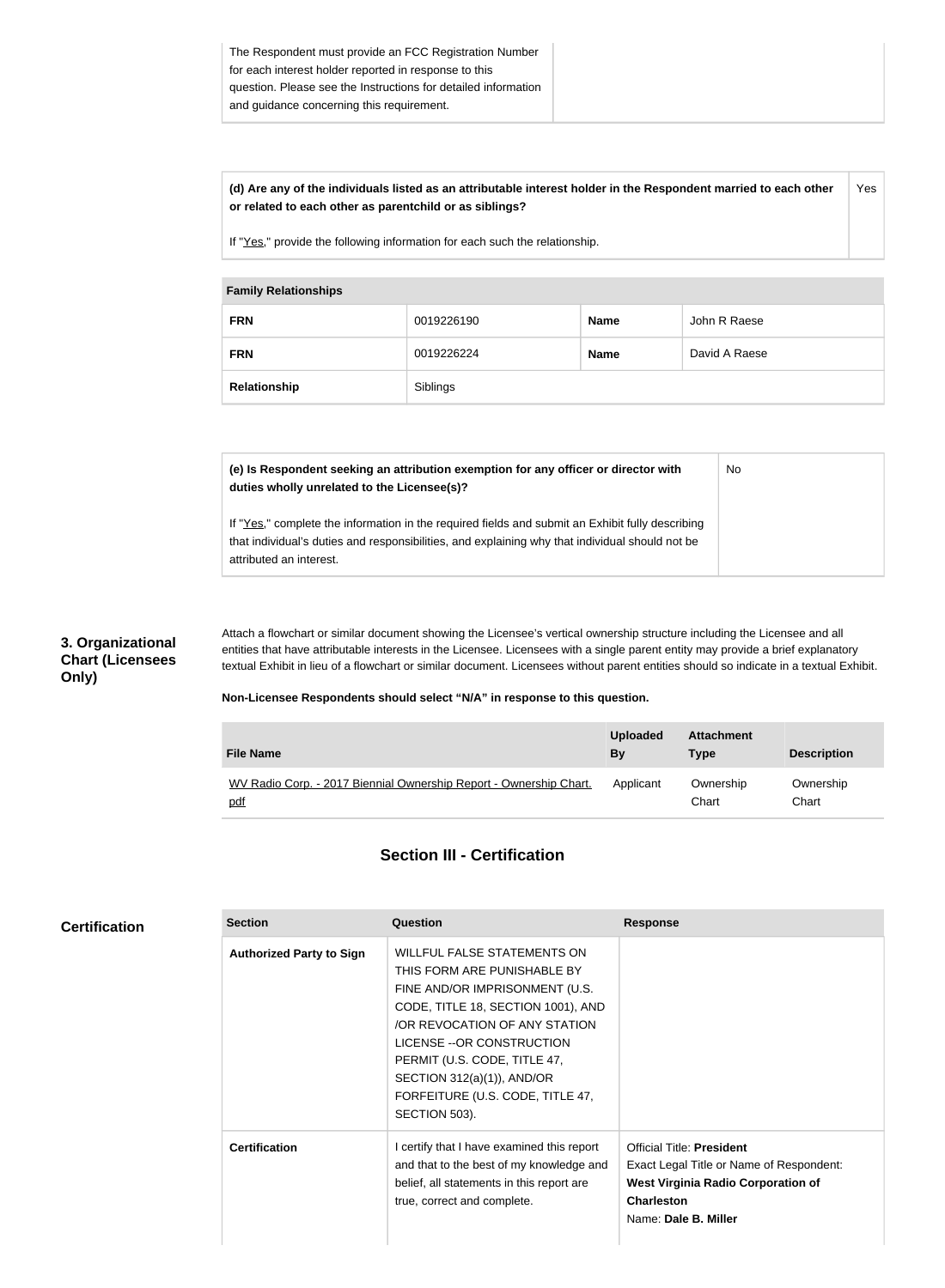| The Respondent must provide an FCC Registration Number for each interest holder reported in response to this question. Please see the Instructions for detailed information and guidance concerning this requirement. | |
| --- | --- |

| **(d) Are any of the individuals listed as an attributable interest holder in the Respondent married to each other or related to each other as parentchild or as siblings?**<br><br>If "Yes," provide the following information for each such the relationship. | Yes |
| --- | --- |

| **Family Relationships** | | | |
| --- | --- | --- | --- |
| **FRN** | 0019226190 | **Name** | John R Raese |
| **FRN** | 0019226224 | **Name** | David A Raese |
| **Relationship** | Siblings | | |

| **(e) Is Respondent seeking an attribution exemption for any officer or director with duties wholly unrelated to the Licensee(s)?**<br><br>If "Yes," complete the information in the required fields and submit an Exhibit fully describing that individual's duties and responsibilities, and explaining why that individual should not be attributed an interest. | No |
| --- | --- |

## 3. Organizational Chart (Licensees Only)

Attach a flowchart or similar document showing the Licensee's vertical ownership structure including the Licensee and all entities that have attributable interests in the Licensee. Licensees with a single parent entity may provide a brief explanatory textual Exhibit in lieu of a flowchart or similar document. Licensees without parent entities should so indicate in a textual Exhibit.

**Non-Licensee Respondents should select "N/A" in response to this question.**

| File Name | Uploaded By | Attachment Type | Description |
| --- | --- | --- | --- |
| WV Radio Corp. - 2017 Biennial Ownership Report - Ownership Chart.pdf | Applicant | Ownership Chart | Ownership Chart |

## Section III - Certification

### Certification

| Section | Question | Response |
| --- | --- | --- |
| **Authorized Party to Sign** | WILLFUL FALSE STATEMENTS ON THIS FORM ARE PUNISHABLE BY FINE AND/OR IMPRISONMENT (U.S. CODE, TITLE 18, SECTION 1001), AND /OR REVOCATION OF ANY STATION LICENSE --OR CONSTRUCTION PERMIT (U.S. CODE, TITLE 47, SECTION 312(a)(1)), AND/OR FORFEITURE (U.S. CODE, TITLE 47, SECTION 503). | |
| **Certification** | I certify that I have examined this report and that to the best of my knowledge and belief, all statements in this report are true, correct and complete. | Official Title: **President**<br>Exact Legal Title or Name of Respondent: **West Virginia Radio Corporation of Charleston**<br>Name: **Dale B. Miller** |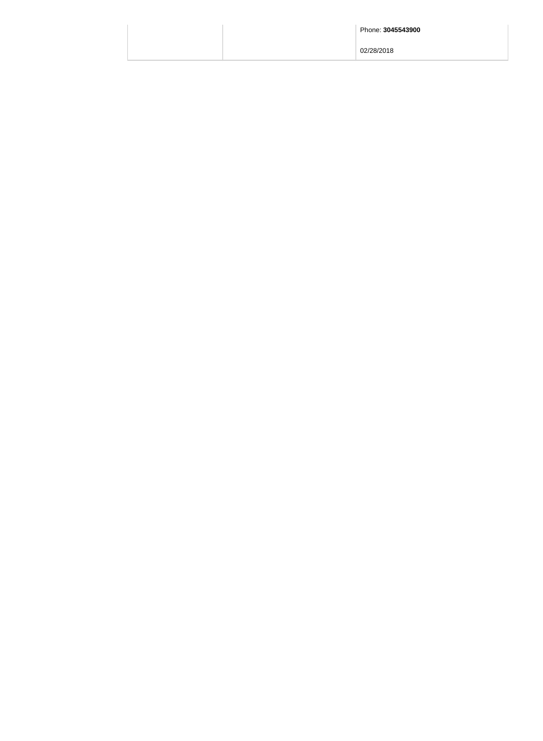| | | |
|---|---|---|
| | | Phone: **3045543900**<br><br>02/28/2018 |